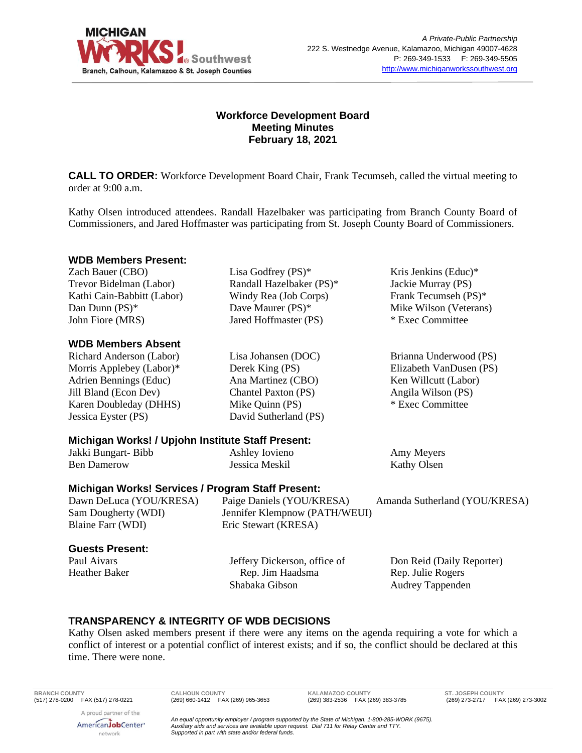**MICHIGAN WORKS! Southwest**
Branch, Calhoun, Kalamazoo & St. Joseph Counties

*A Private-Public Partnership*
222 S. Westnedge Avenue, Kalamazoo, Michigan 49007-4628
P: 269-349-1533 F: 269-349-5505
http://www.michiganworkssouthwest.org

# Workforce Development Board Meeting Minutes February 18, 2021

**CALL TO ORDER:** Workforce Development Board Chair, Frank Tecumseh, called the virtual meeting to order at 9:00 a.m.

Kathy Olsen introduced attendees. Randall Hazelbaker was participating from Branch County Board of Commissioners, and Jared Hoffmaster was participating from St. Joseph County Board of Commissioners.

### WDB Members Present:

Zach Bauer (CBO)
Trevor Bidelman (Labor)
Kathi Cain-Babbitt (Labor)
Dan Dunn (PS)*
John Fiore (MRS)
Lisa Godfrey (PS)*
Randall Hazelbaker (PS)*
Windy Rea (Job Corps)
Dave Maurer (PS)*
Jared Hoffmaster (PS)
Kris Jenkins (Educ)*
Jackie Murray (PS)
Frank Tecumseh (PS)*
Mike Wilson (Veterans)
\* Exec Committee

### WDB Members Absent

Richard Anderson (Labor)
Morris Applebey (Labor)*
Adrien Bennings (Educ)
Jill Bland (Econ Dev)
Karen Doubleday (DHHS)
Jessica Eyster (PS)
Lisa Johansen (DOC)
Derek King (PS)
Ana Martinez (CBO)
Chantel Paxton (PS)
Mike Quinn (PS)
David Sutherland (PS)
Brianna Underwood (PS)
Elizabeth VanDusen (PS)
Ken Willcutt (Labor)
Angila Wilson (PS)
\* Exec Committee

### Michigan Works! / Upjohn Institute Staff Present:

Jakki Bungart- Bibb
Ben Damerow
Ashley Iovieno
Jessica Meskil
Amy Meyers
Kathy Olsen

### Michigan Works! Services / Program Staff Present:

Dawn DeLuca (YOU/KRESA)
Sam Dougherty (WDI)
Blaine Farr (WDI)
Paige Daniels (YOU/KRESA)
Jennifer Klempnow (PATH/WEUI)
Eric Stewart (KRESA)
Amanda Sutherland (YOU/KRESA)

### Guests Present:

Paul Aivars
Heather Baker
Jeffery Dickerson, office of Rep. Jim Haadsma
Shabaka Gibson
Don Reid (Daily Reporter)
Rep. Julie Rogers
Audrey Tappenden

### TRANSPARENCY & INTEGRITY OF WDB DECISIONS

Kathy Olsen asked members present if there were any items on the agenda requiring a vote for which a conflict of interest or a potential conflict of interest exists; and if so, the conflict should be declared at this time. There were none.

BRANCH COUNTY (517) 278-0200 FAX (517) 278-0221 | CALHOUN COUNTY (269) 660-1412 FAX (269) 965-3653 | KALAMAZOO COUNTY (269) 383-2536 FAX (269) 383-3785 | ST. JOSEPH COUNTY (269) 273-2717 FAX (269) 273-3002

A proud partner of the AmericanJobCenter network

*An equal opportunity employer / program supported by the State of Michigan. 1-800-285-WORK (9675). Auxiliary aids and services are available upon request. Dial 711 for Relay Center and TTY. Supported in part with state and/or federal funds.*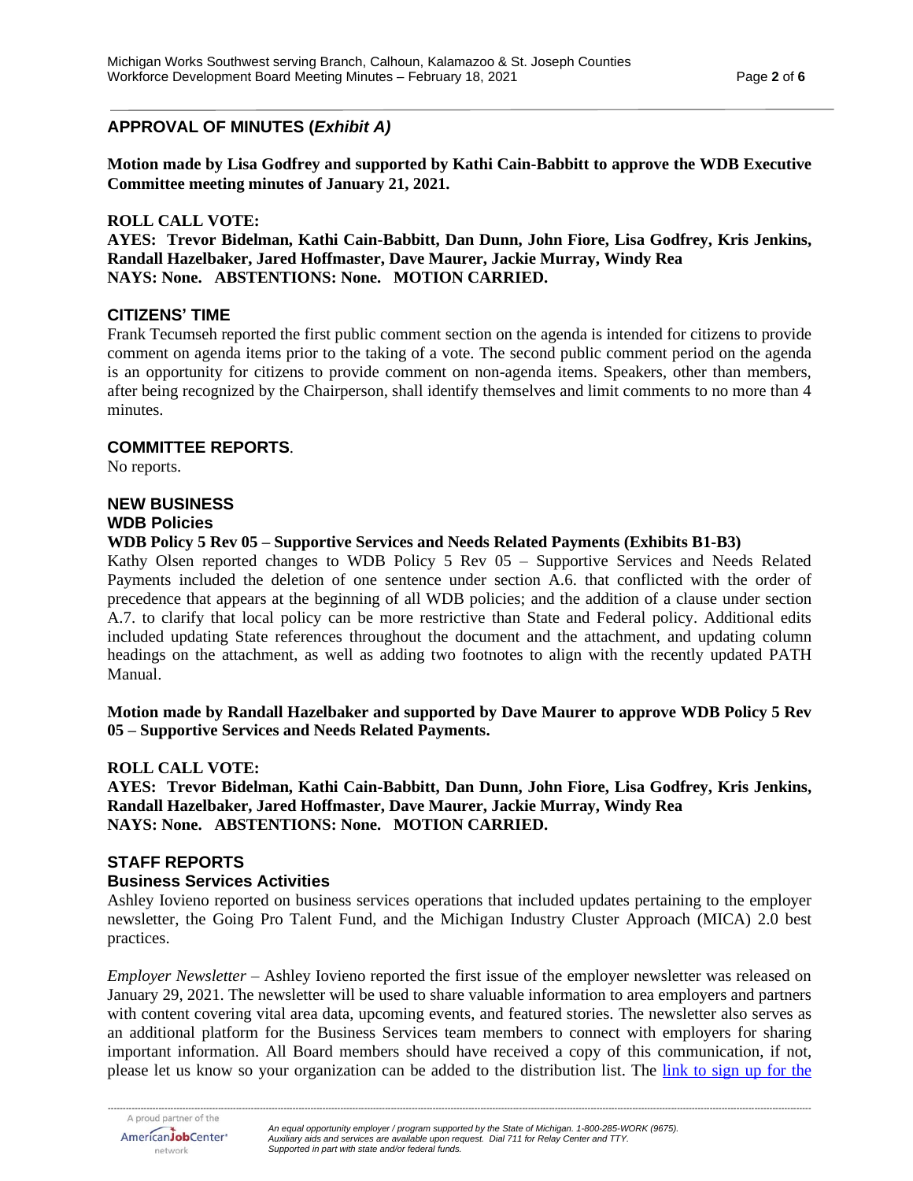## APPROVAL OF MINUTES (*Exhibit A)*

**Motion made by Lisa Godfrey and supported by Kathi Cain-Babbitt to approve the WDB Executive Committee meeting minutes of January 21, 2021.**

**ROLL CALL VOTE:**
**AYES: Trevor Bidelman, Kathi Cain-Babbitt, Dan Dunn, John Fiore, Lisa Godfrey, Kris Jenkins, Randall Hazelbaker, Jared Hoffmaster, Dave Maurer, Jackie Murray, Windy Rea**
**NAYS: None. ABSTENTIONS: None. MOTION CARRIED.**

## CITIZENS' TIME

Frank Tecumseh reported the first public comment section on the agenda is intended for citizens to provide comment on agenda items prior to the taking of a vote. The second public comment period on the agenda is an opportunity for citizens to provide comment on non-agenda items. Speakers, other than members, after being recognized by the Chairperson, shall identify themselves and limit comments to no more than 4 minutes.

## COMMITTEE REPORTS.

No reports.

## NEW BUSINESS

### WDB Policies

**WDB Policy 5 Rev 05 – Supportive Services and Needs Related Payments (Exhibits B1-B3)**

Kathy Olsen reported changes to WDB Policy 5 Rev 05 – Supportive Services and Needs Related Payments included the deletion of one sentence under section A.6. that conflicted with the order of precedence that appears at the beginning of all WDB policies; and the addition of a clause under section A.7. to clarify that local policy can be more restrictive than State and Federal policy. Additional edits included updating State references throughout the document and the attachment, and updating column headings on the attachment, as well as adding two footnotes to align with the recently updated PATH Manual.

**Motion made by Randall Hazelbaker and supported by Dave Maurer to approve WDB Policy 5 Rev 05 – Supportive Services and Needs Related Payments.**

**ROLL CALL VOTE:**
**AYES: Trevor Bidelman, Kathi Cain-Babbitt, Dan Dunn, John Fiore, Lisa Godfrey, Kris Jenkins, Randall Hazelbaker, Jared Hoffmaster, Dave Maurer, Jackie Murray, Windy Rea**
**NAYS: None. ABSTENTIONS: None. MOTION CARRIED.**

## STAFF REPORTS

### Business Services Activities

Ashley Iovieno reported on business services operations that included updates pertaining to the employer newsletter, the Going Pro Talent Fund, and the Michigan Industry Cluster Approach (MICA) 2.0 best practices.

*Employer Newsletter* – Ashley Iovieno reported the first issue of the employer newsletter was released on January 29, 2021. The newsletter will be used to share valuable information to area employers and partners with content covering vital area data, upcoming events, and featured stories. The newsletter also serves as an additional platform for the Business Services team members to connect with employers for sharing important information. All Board members should have received a copy of this communication, if not, please let us know so your organization can be added to the distribution list. The link to sign up for the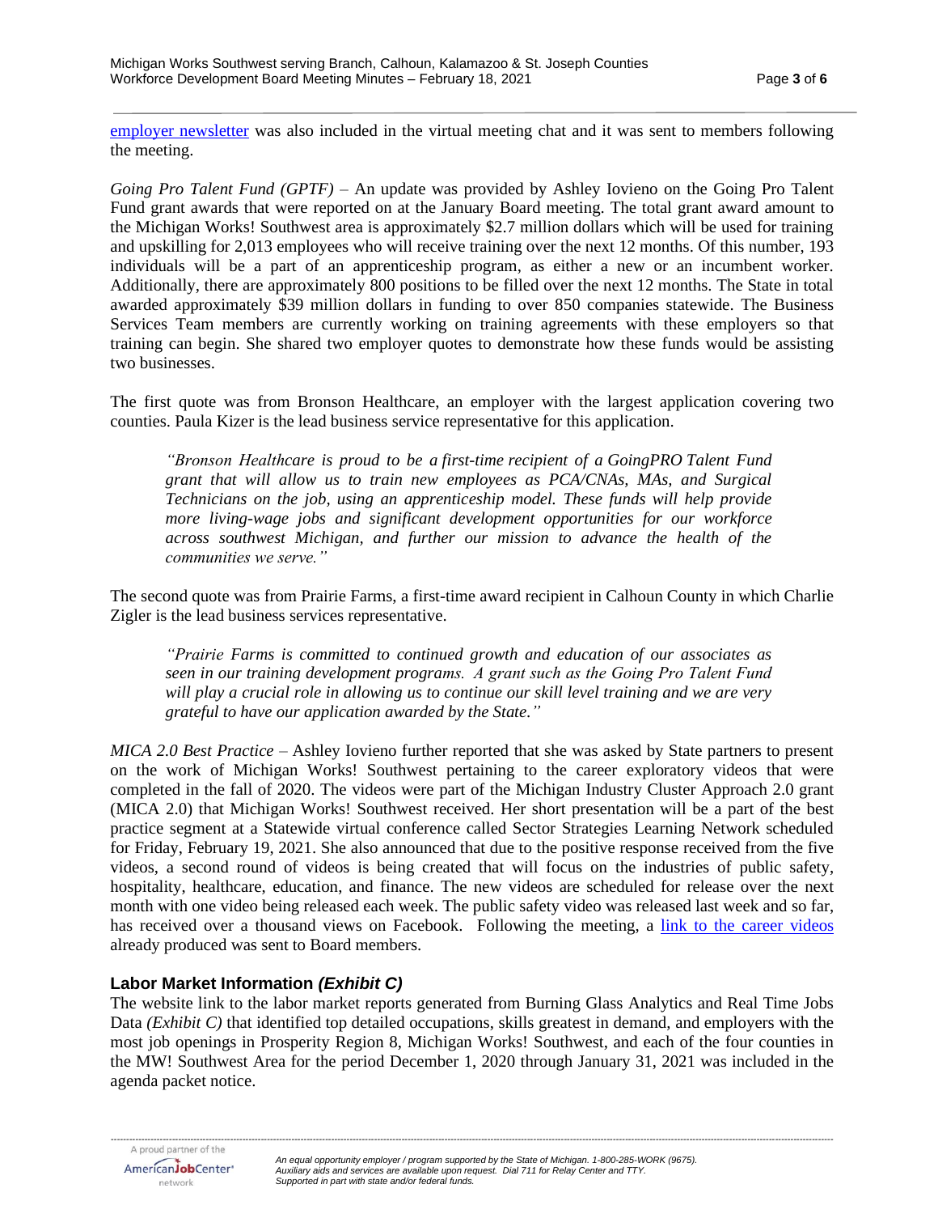employer newsletter was also included in the virtual meeting chat and it was sent to members following the meeting.

*Going Pro Talent Fund (GPTF)* – An update was provided by Ashley Iovieno on the Going Pro Talent Fund grant awards that were reported on at the January Board meeting. The total grant award amount to the Michigan Works! Southwest area is approximately $2.7 million dollars which will be used for training and upskilling for 2,013 employees who will receive training over the next 12 months. Of this number, 193 individuals will be a part of an apprenticeship program, as either a new or an incumbent worker. Additionally, there are approximately 800 positions to be filled over the next 12 months. The State in total awarded approximately $39 million dollars in funding to over 850 companies statewide. The Business Services Team members are currently working on training agreements with these employers so that training can begin. She shared two employer quotes to demonstrate how these funds would be assisting two businesses.

The first quote was from Bronson Healthcare, an employer with the largest application covering two counties. Paula Kizer is the lead business service representative for this application.

> *"Bronson Healthcare is proud to be a first-time recipient of a GoingPRO Talent Fund grant that will allow us to train new employees as PCA/CNAs, MAs, and Surgical Technicians on the job, using an apprenticeship model. These funds will help provide more living-wage jobs and significant development opportunities for our workforce across southwest Michigan, and further our mission to advance the health of the communities we serve."*

The second quote was from Prairie Farms, a first-time award recipient in Calhoun County in which Charlie Zigler is the lead business services representative.

> *"Prairie Farms is committed to continued growth and education of our associates as seen in our training development programs. A grant such as the Going Pro Talent Fund will play a crucial role in allowing us to continue our skill level training and we are very grateful to have our application awarded by the State."*

*MICA 2.0 Best Practice* – Ashley Iovieno further reported that she was asked by State partners to present on the work of Michigan Works! Southwest pertaining to the career exploratory videos that were completed in the fall of 2020. The videos were part of the Michigan Industry Cluster Approach 2.0 grant (MICA 2.0) that Michigan Works! Southwest received. Her short presentation will be a part of the best practice segment at a Statewide virtual conference called Sector Strategies Learning Network scheduled for Friday, February 19, 2021. She also announced that due to the positive response received from the five videos, a second round of videos is being created that will focus on the industries of public safety, hospitality, healthcare, education, and finance. The new videos are scheduled for release over the next month with one video being released each week. The public safety video was released last week and so far, has received over a thousand views on Facebook. Following the meeting, a link to the career videos already produced was sent to Board members.

## Labor Market Information *(Exhibit C)*

The website link to the labor market reports generated from Burning Glass Analytics and Real Time Jobs Data *(Exhibit C)* that identified top detailed occupations, skills greatest in demand, and employers with the most job openings in Prosperity Region 8, Michigan Works! Southwest, and each of the four counties in the MW! Southwest Area for the period December 1, 2020 through January 31, 2021 was included in the agenda packet notice.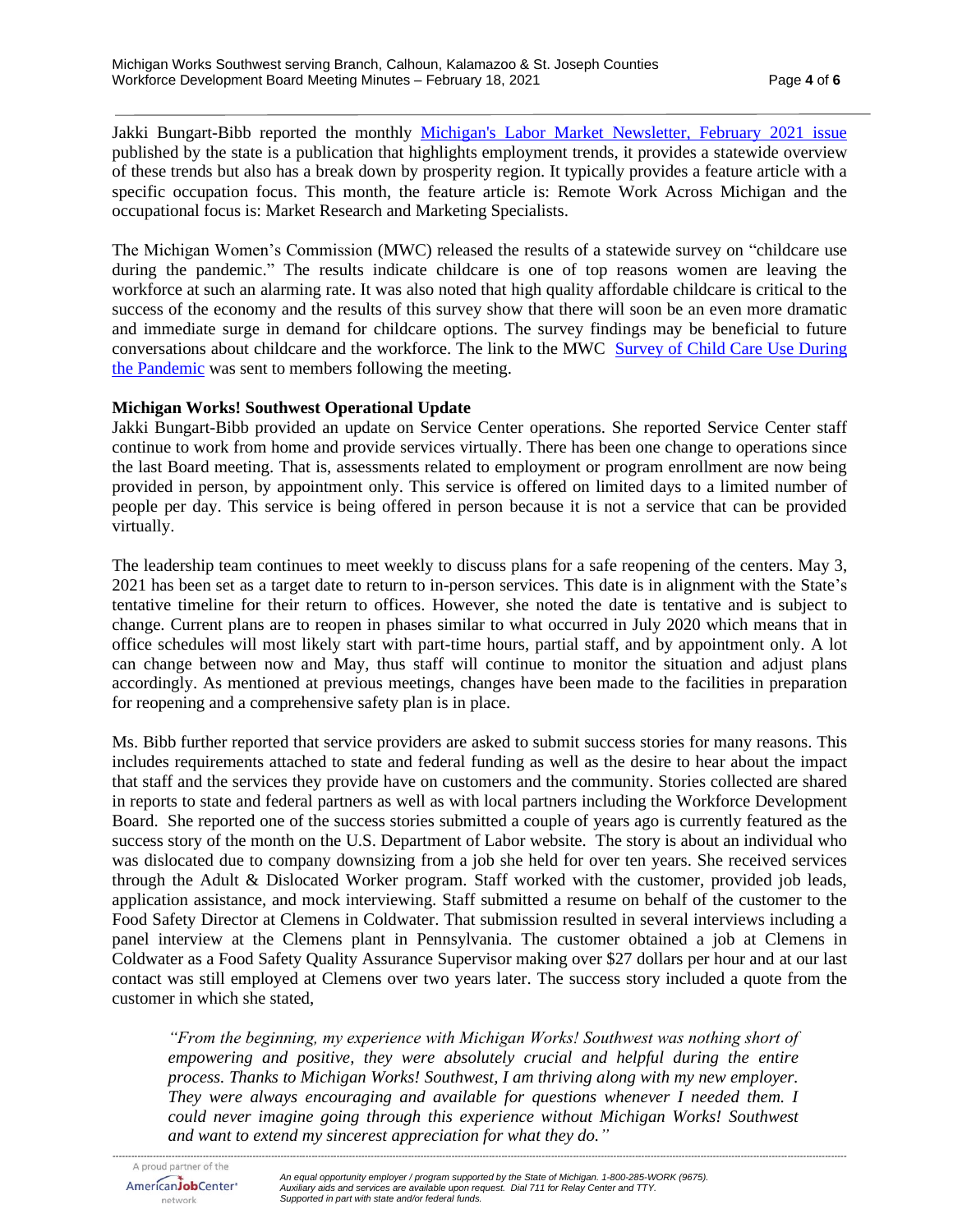Jakki Bungart-Bibb reported the monthly [Michigan's Labor Market Newsletter, February 2021 issue](#) published by the state is a publication that highlights employment trends, it provides a statewide overview of these trends but also has a break down by prosperity region. It typically provides a feature article with a specific occupation focus. This month, the feature article is: Remote Work Across Michigan and the occupational focus is: Market Research and Marketing Specialists.

The Michigan Women's Commission (MWC) released the results of a statewide survey on "childcare use during the pandemic." The results indicate childcare is one of top reasons women are leaving the workforce at such an alarming rate. It was also noted that high quality affordable childcare is critical to the success of the economy and the results of this survey show that there will soon be an even more dramatic and immediate surge in demand for childcare options. The survey findings may be beneficial to future conversations about childcare and the workforce. The link to the MWC [Survey of Child Care Use During the Pandemic](#) was sent to members following the meeting.

**Michigan Works! Southwest Operational Update**

Jakki Bungart-Bibb provided an update on Service Center operations. She reported Service Center staff continue to work from home and provide services virtually. There has been one change to operations since the last Board meeting. That is, assessments related to employment or program enrollment are now being provided in person, by appointment only. This service is offered on limited days to a limited number of people per day. This service is being offered in person because it is not a service that can be provided virtually.

The leadership team continues to meet weekly to discuss plans for a safe reopening of the centers. May 3, 2021 has been set as a target date to return to in-person services. This date is in alignment with the State's tentative timeline for their return to offices. However, she noted the date is tentative and is subject to change. Current plans are to reopen in phases similar to what occurred in July 2020 which means that in office schedules will most likely start with part-time hours, partial staff, and by appointment only. A lot can change between now and May, thus staff will continue to monitor the situation and adjust plans accordingly. As mentioned at previous meetings, changes have been made to the facilities in preparation for reopening and a comprehensive safety plan is in place.

Ms. Bibb further reported that service providers are asked to submit success stories for many reasons. This includes requirements attached to state and federal funding as well as the desire to hear about the impact that staff and the services they provide have on customers and the community. Stories collected are shared in reports to state and federal partners as well as with local partners including the Workforce Development Board. She reported one of the success stories submitted a couple of years ago is currently featured as the success story of the month on the U.S. Department of Labor website. The story is about an individual who was dislocated due to company downsizing from a job she held for over ten years. She received services through the Adult & Dislocated Worker program. Staff worked with the customer, provided job leads, application assistance, and mock interviewing. Staff submitted a resume on behalf of the customer to the Food Safety Director at Clemens in Coldwater. That submission resulted in several interviews including a panel interview at the Clemens plant in Pennsylvania. The customer obtained a job at Clemens in Coldwater as a Food Safety Quality Assurance Supervisor making over $27 dollars per hour and at our last contact was still employed at Clemens over two years later. The success story included a quote from the customer in which she stated,

> *"From the beginning, my experience with Michigan Works! Southwest was nothing short of empowering and positive, they were absolutely crucial and helpful during the entire process. Thanks to Michigan Works! Southwest, I am thriving along with my new employer. They were always encouraging and available for questions whenever I needed them. I could never imagine going through this experience without Michigan Works! Southwest and want to extend my sincerest appreciation for what they do."*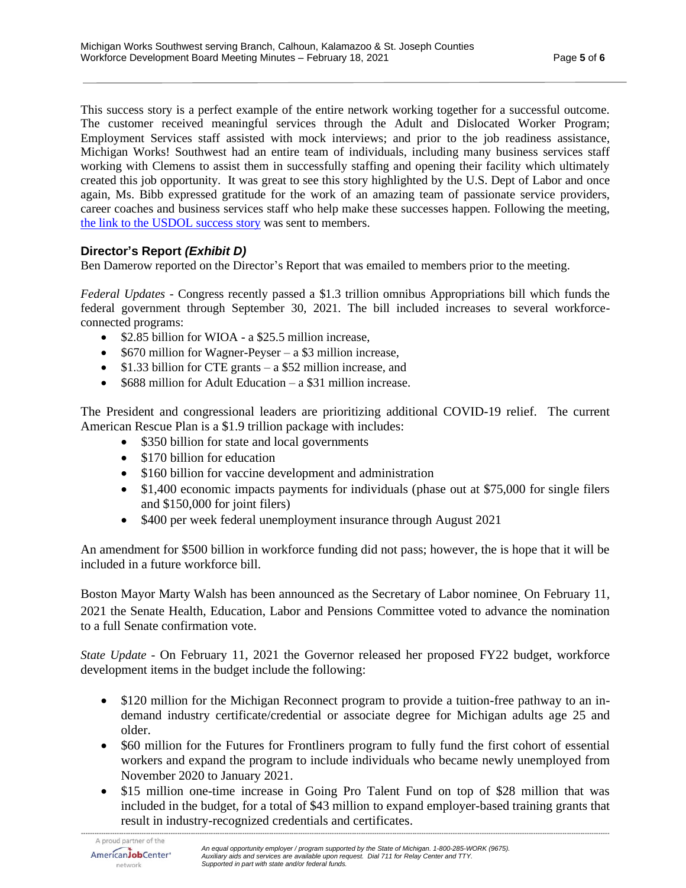This success story is a perfect example of the entire network working together for a successful outcome. The customer received meaningful services through the Adult and Dislocated Worker Program; Employment Services staff assisted with mock interviews; and prior to the job readiness assistance, Michigan Works! Southwest had an entire team of individuals, including many business services staff working with Clemens to assist them in successfully staffing and opening their facility which ultimately created this job opportunity. It was great to see this story highlighted by the U.S. Dept of Labor and once again, Ms. Bibb expressed gratitude for the work of an amazing team of passionate service providers, career coaches and business services staff who help make these successes happen. Following the meeting, the link to the USDOL success story was sent to members.

### Director's Report *(Exhibit D)*

Ben Damerow reported on the Director's Report that was emailed to members prior to the meeting.

*Federal Updates* - Congress recently passed a $1.3 trillion omnibus Appropriations bill which funds the federal government through September 30, 2021. The bill included increases to several workforce-connected programs:

- $2.85 billion for WIOA - a $25.5 million increase,
- $670 million for Wagner-Peyser – a $3 million increase,
- $1.33 billion for CTE grants – a $52 million increase, and
- $688 million for Adult Education – a $31 million increase.

The President and congressional leaders are prioritizing additional COVID-19 relief. The current American Rescue Plan is a $1.9 trillion package with includes:

- $350 billion for state and local governments
- $170 billion for education
- $160 billion for vaccine development and administration
- $1,400 economic impacts payments for individuals (phase out at $75,000 for single filers and $150,000 for joint filers)
- $400 per week federal unemployment insurance through August 2021

An amendment for $500 billion in workforce funding did not pass; however, the is hope that it will be included in a future workforce bill.

Boston Mayor Marty Walsh has been announced as the Secretary of Labor nominee. On February 11, 2021 the Senate Health, Education, Labor and Pensions Committee voted to advance the nomination to a full Senate confirmation vote.

*State Update* - On February 11, 2021 the Governor released her proposed FY22 budget, workforce development items in the budget include the following:

- $120 million for the Michigan Reconnect program to provide a tuition-free pathway to an in-demand industry certificate/credential or associate degree for Michigan adults age 25 and older.
- $60 million for the Futures for Frontliners program to fully fund the first cohort of essential workers and expand the program to include individuals who became newly unemployed from November 2020 to January 2021.
- $15 million one-time increase in Going Pro Talent Fund on top of $28 million that was included in the budget, for a total of $43 million to expand employer-based training grants that result in industry-recognized credentials and certificates.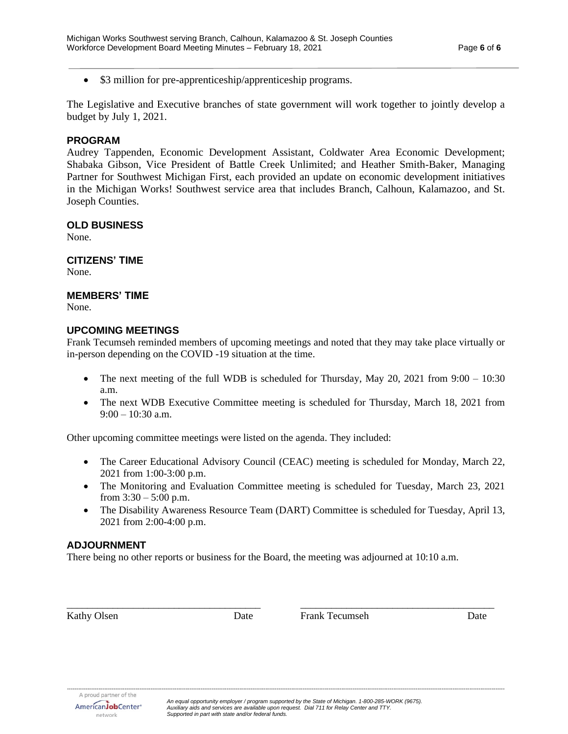- $3 million for pre-apprenticeship/apprenticeship programs.

The Legislative and Executive branches of state government will work together to jointly develop a budget by July 1, 2021.

## PROGRAM

Audrey Tappenden, Economic Development Assistant, Coldwater Area Economic Development; Shabaka Gibson, Vice President of Battle Creek Unlimited; and Heather Smith-Baker, Managing Partner for Southwest Michigan First, each provided an update on economic development initiatives in the Michigan Works! Southwest service area that includes Branch, Calhoun, Kalamazoo, and St. Joseph Counties.

## OLD BUSINESS

None.

## CITIZENS' TIME

None.

## MEMBERS' TIME

None.

## UPCOMING MEETINGS

Frank Tecumseh reminded members of upcoming meetings and noted that they may take place virtually or in-person depending on the COVID -19 situation at the time.

- The next meeting of the full WDB is scheduled for Thursday, May 20, 2021 from 9:00 – 10:30 a.m.
- The next WDB Executive Committee meeting is scheduled for Thursday, March 18, 2021 from 9:00 – 10:30 a.m.

Other upcoming committee meetings were listed on the agenda. They included:

- The Career Educational Advisory Council (CEAC) meeting is scheduled for Monday, March 22, 2021 from 1:00-3:00 p.m.
- The Monitoring and Evaluation Committee meeting is scheduled for Tuesday, March 23, 2021 from 3:30 – 5:00 p.m.
- The Disability Awareness Resource Team (DART) Committee is scheduled for Tuesday, April 13, 2021 from 2:00-4:00 p.m.

## ADJOURNMENT

There being no other reports or business for the Board, the meeting was adjourned at 10:10 a.m.

_______________________________________ _______________________________________

Kathy Olsen Date Frank Tecumseh Date

A proud partner of the AmericanJobCenter network

*An equal opportunity employer / program supported by the State of Michigan. 1-800-285-WORK (9675). Auxiliary aids and services are available upon request. Dial 711 for Relay Center and TTY. Supported in part with state and/or federal funds.*